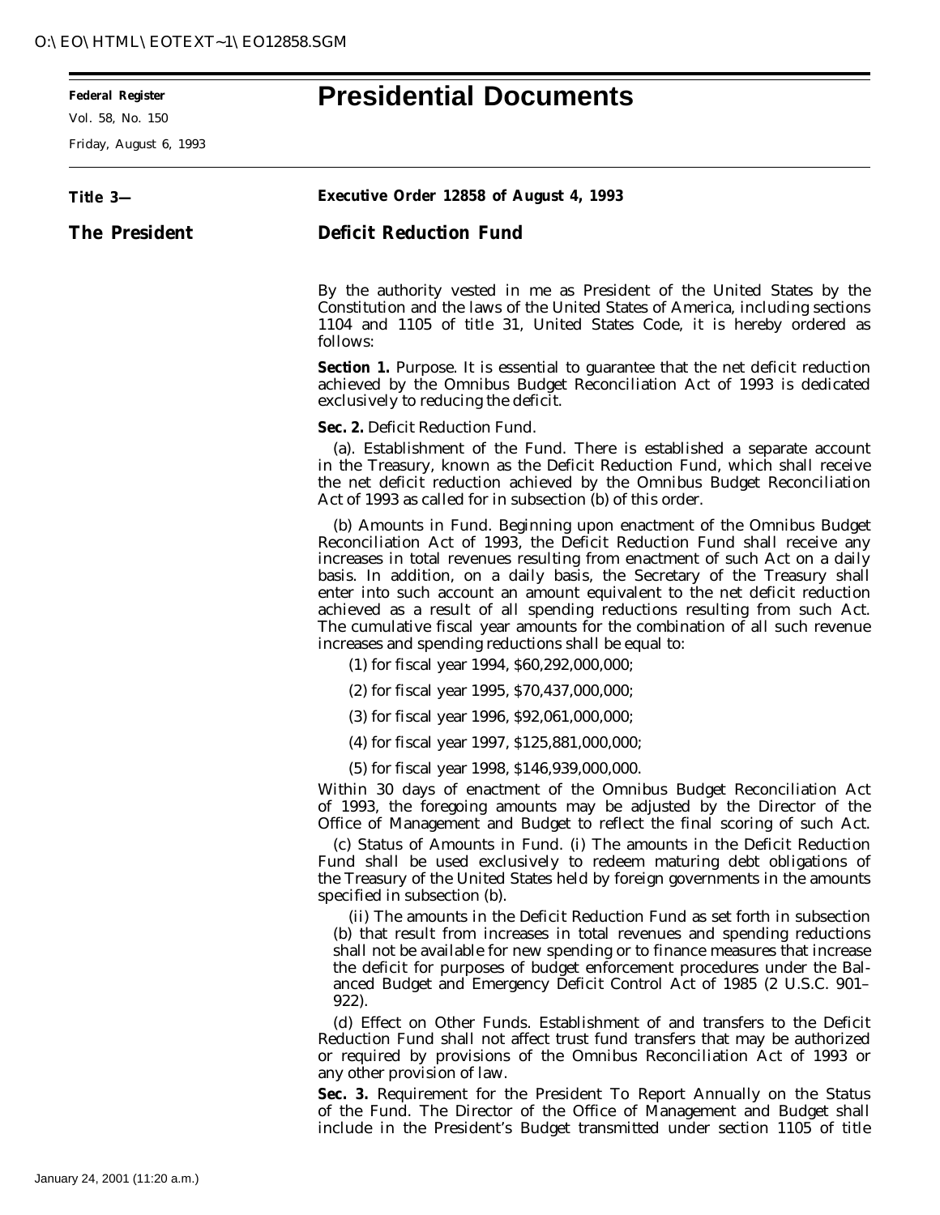**Federal Register**
Vol. 58, No. 150
Friday, August 6, 1993

# Presidential Documents

**Title 3—**

**The President**

**Executive Order 12858 of August 4, 1993**

## Deficit Reduction Fund

By the authority vested in me as President of the United States by the Constitution and the laws of the United States of America, including sections 1104 and 1105 of title 31, United States Code, it is hereby ordered as follows:

**Section 1.** Purpose. It is essential to guarantee that the net deficit reduction achieved by the Omnibus Budget Reconciliation Act of 1993 is dedicated exclusively to reducing the deficit.

**Sec. 2.** Deficit Reduction Fund.

(a). Establishment of the Fund. There is established a separate account in the Treasury, known as the Deficit Reduction Fund, which shall receive the net deficit reduction achieved by the Omnibus Budget Reconciliation Act of 1993 as called for in subsection (b) of this order.

(b) Amounts in Fund. Beginning upon enactment of the Omnibus Budget Reconciliation Act of 1993, the Deficit Reduction Fund shall receive any increases in total revenues resulting from enactment of such Act on a daily basis. In addition, on a daily basis, the Secretary of the Treasury shall enter into such account an amount equivalent to the net deficit reduction achieved as a result of all spending reductions resulting from such Act. The cumulative fiscal year amounts for the combination of all such revenue increases and spending reductions shall be equal to:

(1) for fiscal year 1994, $60,292,000,000;

(2) for fiscal year 1995, $70,437,000,000;

(3) for fiscal year 1996, $92,061,000,000;

(4) for fiscal year 1997, $125,881,000,000;

(5) for fiscal year 1998, $146,939,000,000.

Within 30 days of enactment of the Omnibus Budget Reconciliation Act of 1993, the foregoing amounts may be adjusted by the Director of the Office of Management and Budget to reflect the final scoring of such Act.

(c) Status of Amounts in Fund. (i) The amounts in the Deficit Reduction Fund shall be used exclusively to redeem maturing debt obligations of the Treasury of the United States held by foreign governments in the amounts specified in subsection (b).

(ii) The amounts in the Deficit Reduction Fund as set forth in subsection (b) that result from increases in total revenues and spending reductions shall not be available for new spending or to finance measures that increase the deficit for purposes of budget enforcement procedures under the Balanced Budget and Emergency Deficit Control Act of 1985 (2 U.S.C. 901–922).

(d) Effect on Other Funds. Establishment of and transfers to the Deficit Reduction Fund shall not affect trust fund transfers that may be authorized or required by provisions of the Omnibus Reconciliation Act of 1993 or any other provision of law.

**Sec. 3.** Requirement for the President To Report Annually on the Status of the Fund. The Director of the Office of Management and Budget shall include in the President's Budget transmitted under section 1105 of title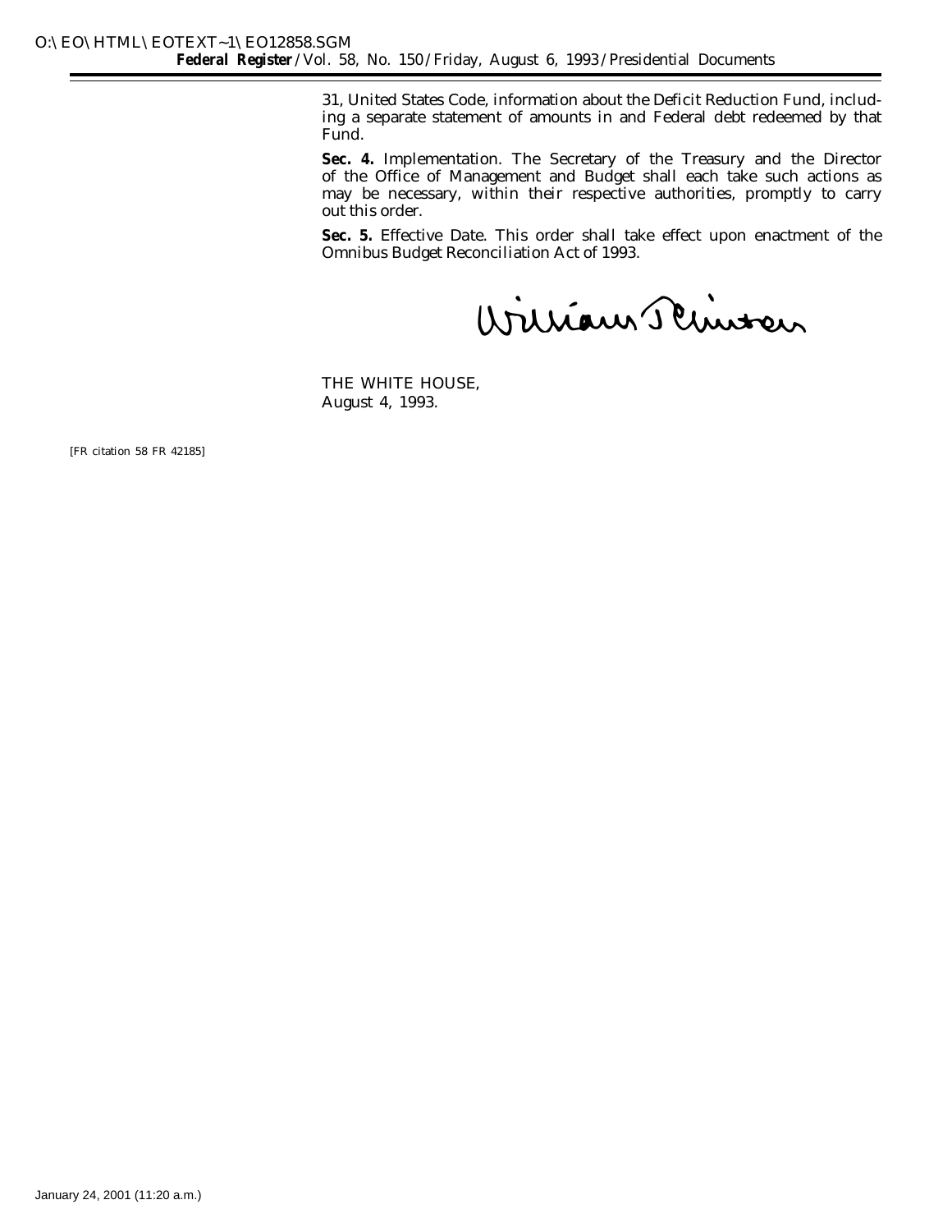31, United States Code, information about the Deficit Reduction Fund, including a separate statement of amounts in and Federal debt redeemed by that Fund.

**Sec. 4.** Implementation. The Secretary of the Treasury and the Director of the Office of Management and Budget shall each take such actions as may be necessary, within their respective authorities, promptly to carry out this order.

**Sec. 5.** Effective Date. This order shall take effect upon enactment of the Omnibus Budget Reconciliation Act of 1993.

William J. Clinton

THE WHITE HOUSE,
August 4, 1993.

[FR citation 58 FR 42185]